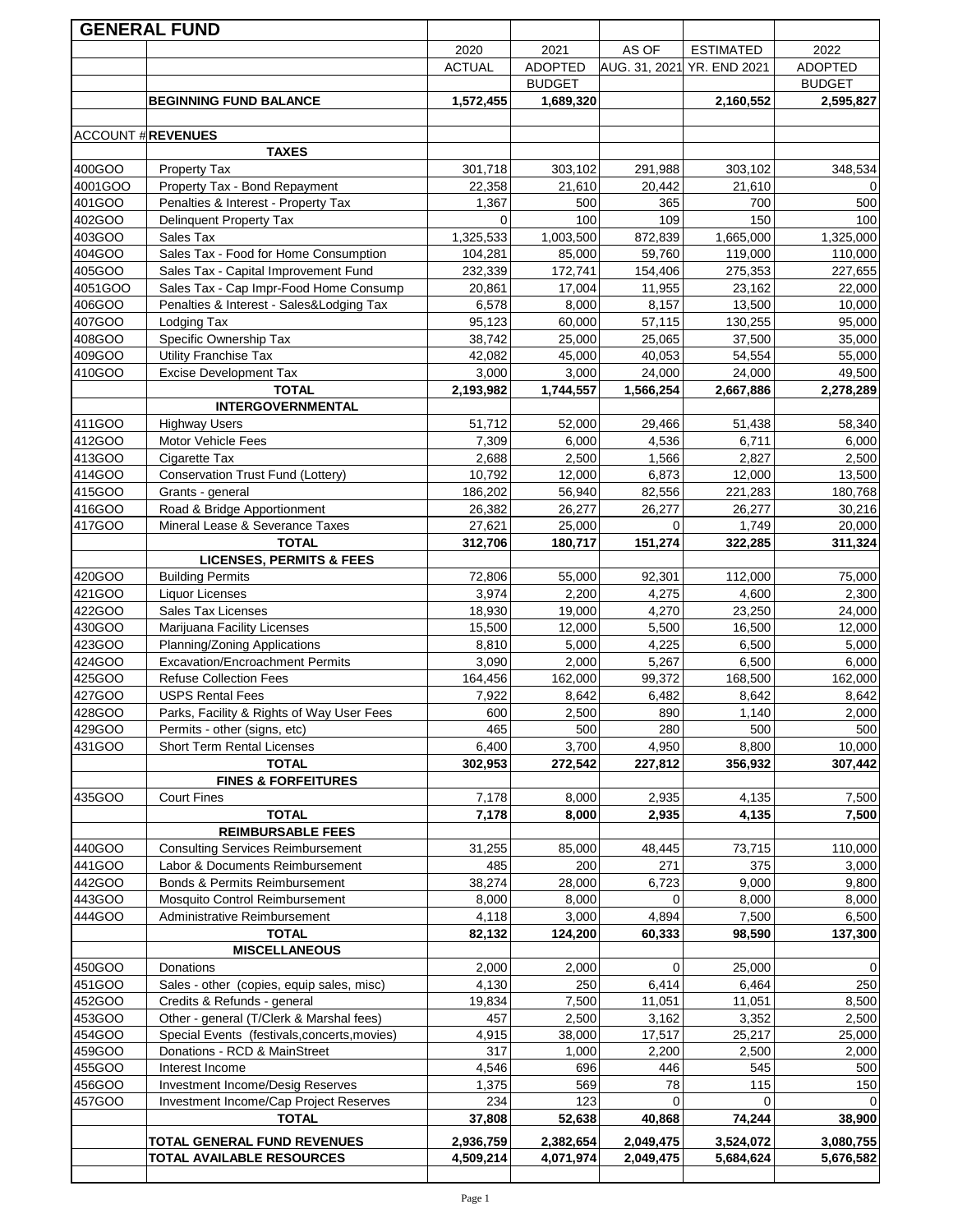# GENERAL FUND

| | | 2020 ACTUAL | 2021 ADOPTED BUDGET | AS OF AUG. 31, 2021 | ESTIMATED YR. END 2021 | 2022 ADOPTED BUDGET |
|---|---|---|---|---|---|---|
| | **BEGINNING FUND BALANCE** | **1,572,455** | **1,689,320** | | **2,160,552** | **2,595,827** |
| | | | | | | |
| ACCOUNT # | **REVENUES** | | | | | |
| | **TAXES** | | | | | |
| 400GOO | Property Tax | 301,718 | 303,102 | 291,988 | 303,102 | 348,534 |
| 4001GOO | Property Tax - Bond Repayment | 22,358 | 21,610 | 20,442 | 21,610 | 0 |
| 401GOO | Penalties & Interest - Property Tax | 1,367 | 500 | 365 | 700 | 500 |
| 402GOO | Delinquent Property Tax | 0 | 100 | 109 | 150 | 100 |
| 403GOO | Sales Tax | 1,325,533 | 1,003,500 | 872,839 | 1,665,000 | 1,325,000 |
| 404GOO | Sales Tax - Food for Home Consumption | 104,281 | 85,000 | 59,760 | 119,000 | 110,000 |
| 405GOO | Sales Tax - Capital Improvement Fund | 232,339 | 172,741 | 154,406 | 275,353 | 227,655 |
| 4051GOO | Sales Tax - Cap Impr-Food Home Consump | 20,861 | 17,004 | 11,955 | 23,162 | 22,000 |
| 406GOO | Penalties & Interest - Sales&Lodging Tax | 6,578 | 8,000 | 8,157 | 13,500 | 10,000 |
| 407GOO | Lodging Tax | 95,123 | 60,000 | 57,115 | 130,255 | 95,000 |
| 408GOO | Specific Ownership Tax | 38,742 | 25,000 | 25,065 | 37,500 | 35,000 |
| 409GOO | Utility Franchise Tax | 42,082 | 45,000 | 40,053 | 54,554 | 55,000 |
| 410GOO | Excise Development Tax | 3,000 | 3,000 | 24,000 | 24,000 | 49,500 |
| | **TOTAL** | **2,193,982** | **1,744,557** | **1,566,254** | **2,667,886** | **2,278,289** |
| | **INTERGOVERNMENTAL** | | | | | |
| 411GOO | Highway Users | 51,712 | 52,000 | 29,466 | 51,438 | 58,340 |
| 412GOO | Motor Vehicle Fees | 7,309 | 6,000 | 4,536 | 6,711 | 6,000 |
| 413GOO | Cigarette Tax | 2,688 | 2,500 | 1,566 | 2,827 | 2,500 |
| 414GOO | Conservation Trust Fund (Lottery) | 10,792 | 12,000 | 6,873 | 12,000 | 13,500 |
| 415GOO | Grants - general | 186,202 | 56,940 | 82,556 | 221,283 | 180,768 |
| 416GOO | Road & Bridge Apportionment | 26,382 | 26,277 | 26,277 | 26,277 | 30,216 |
| 417GOO | Mineral Lease & Severance Taxes | 27,621 | 25,000 | 0 | 1,749 | 20,000 |
| | **TOTAL** | **312,706** | **180,717** | **151,274** | **322,285** | **311,324** |
| | **LICENSES, PERMITS & FEES** | | | | | |
| 420GOO | Building Permits | 72,806 | 55,000 | 92,301 | 112,000 | 75,000 |
| 421GOO | Liquor Licenses | 3,974 | 2,200 | 4,275 | 4,600 | 2,300 |
| 422GOO | Sales Tax Licenses | 18,930 | 19,000 | 4,270 | 23,250 | 24,000 |
| 430GOO | Marijuana Facility Licenses | 15,500 | 12,000 | 5,500 | 16,500 | 12,000 |
| 423GOO | Planning/Zoning Applications | 8,810 | 5,000 | 4,225 | 6,500 | 5,000 |
| 424GOO | Excavation/Encroachment Permits | 3,090 | 2,000 | 5,267 | 6,500 | 6,000 |
| 425GOO | Refuse Collection Fees | 164,456 | 162,000 | 99,372 | 168,500 | 162,000 |
| 427GOO | USPS Rental Fees | 7,922 | 8,642 | 6,482 | 8,642 | 8,642 |
| 428GOO | Parks, Facility & Rights of Way User Fees | 600 | 2,500 | 890 | 1,140 | 2,000 |
| 429GOO | Permits - other (signs, etc) | 465 | 500 | 280 | 500 | 500 |
| 431GOO | Short Term Rental Licenses | 6,400 | 3,700 | 4,950 | 8,800 | 10,000 |
| | **TOTAL** | **302,953** | **272,542** | **227,812** | **356,932** | **307,442** |
| | **FINES & FORFEITURES** | | | | | |
| 435GOO | Court Fines | 7,178 | 8,000 | 2,935 | 4,135 | 7,500 |
| | **TOTAL** | **7,178** | **8,000** | **2,935** | **4,135** | **7,500** |
| | **REIMBURSABLE FEES** | | | | | |
| 440GOO | Consulting Services Reimbursement | 31,255 | 85,000 | 48,445 | 73,715 | 110,000 |
| 441GOO | Labor & Documents Reimbursement | 485 | 200 | 271 | 375 | 3,000 |
| 442GOO | Bonds & Permits Reimbursement | 38,274 | 28,000 | 6,723 | 9,000 | 9,800 |
| 443GOO | Mosquito Control Reimbursement | 8,000 | 8,000 | 0 | 8,000 | 8,000 |
| 444GOO | Administrative Reimbursement | 4,118 | 3,000 | 4,894 | 7,500 | 6,500 |
| | **TOTAL** | **82,132** | **124,200** | **60,333** | **98,590** | **137,300** |
| | **MISCELLANEOUS** | | | | | |
| 450GOO | Donations | 2,000 | 2,000 | 0 | 25,000 | 0 |
| 451GOO | Sales - other (copies, equip sales, misc) | 4,130 | 250 | 6,414 | 6,464 | 250 |
| 452GOO | Credits & Refunds - general | 19,834 | 7,500 | 11,051 | 11,051 | 8,500 |
| 453GOO | Other - general (T/Clerk & Marshal fees) | 457 | 2,500 | 3,162 | 3,352 | 2,500 |
| 454GOO | Special Events (festivals,concerts,movies) | 4,915 | 38,000 | 17,517 | 25,217 | 25,000 |
| 459GOO | Donations - RCD & MainStreet | 317 | 1,000 | 2,200 | 2,500 | 2,000 |
| 455GOO | Interest Income | 4,546 | 696 | 446 | 545 | 500 |
| 456GOO | Investment Income/Desig Reserves | 1,375 | 569 | 78 | 115 | 150 |
| 457GOO | Investment Income/Cap Project Reserves | 234 | 123 | 0 | 0 | 0 |
| | **TOTAL** | **37,808** | **52,638** | **40,868** | **74,244** | **38,900** |
| | **TOTAL GENERAL FUND REVENUES** | **2,936,759** | **2,382,654** | **2,049,475** | **3,524,072** | **3,080,755** |
| | **TOTAL AVAILABLE RESOURCES** | **4,509,214** | **4,071,974** | **2,049,475** | **5,684,624** | **5,676,582** |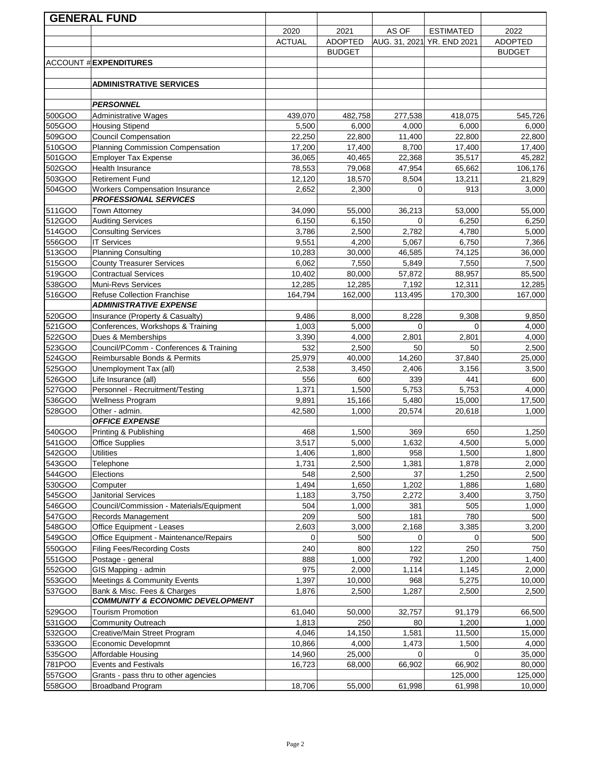## GENERAL FUND

| ACCOUNT # | EXPENDITURES | 2020 ACTUAL | 2021 ADOPTED BUDGET | AS OF AUG. 31, 2021 | ESTIMATED YR. END 2021 | 2022 ADOPTED BUDGET |
|---|---|---|---|---|---|---|
| | **ADMINISTRATIVE SERVICES** | | | | | |
| | ***PERSONNEL*** | | | | | |
| 500GOO | Administrative Wages | 439,070 | 482,758 | 277,538 | 418,075 | 545,726 |
| 505GOO | Housing Stipend | 5,500 | 6,000 | 4,000 | 6,000 | 6,000 |
| 509GOO | Council Compensation | 22,250 | 22,800 | 11,400 | 22,800 | 22,800 |
| 510GOO | Planning Commission Compensation | 17,200 | 17,400 | 8,700 | 17,400 | 17,400 |
| 501GOO | Employer Tax Expense | 36,065 | 40,465 | 22,368 | 35,517 | 45,282 |
| 502GOO | Health Insurance | 78,553 | 79,068 | 47,954 | 65,662 | 106,176 |
| 503GOO | Retirement Fund | 12,120 | 18,570 | 8,504 | 13,211 | 21,829 |
| 504GOO | Workers Compensation Insurance | 2,652 | 2,300 | 0 | 913 | 3,000 |
| | ***PROFESSIONAL SERVICES*** | | | | | |
| 511GOO | Town Attorney | 34,090 | 55,000 | 36,213 | 53,000 | 55,000 |
| 512GOO | Auditing Services | 6,150 | 6,150 | 0 | 6,250 | 6,250 |
| 514GOO | Consulting Services | 3,786 | 2,500 | 2,782 | 4,780 | 5,000 |
| 556GOO | IT Services | 9,551 | 4,200 | 5,067 | 6,750 | 7,366 |
| 513GOO | Planning Consulting | 10,283 | 30,000 | 46,585 | 74,125 | 36,000 |
| 515GOO | County Treasurer Services | 6,062 | 7,550 | 5,849 | 7,550 | 7,500 |
| 519GOO | Contractual Services | 10,402 | 80,000 | 57,872 | 88,957 | 85,500 |
| 538GOO | Muni-Revs Services | 12,285 | 12,285 | 7,192 | 12,311 | 12,285 |
| 516GOO | Refuse Collection Franchise | 164,794 | 162,000 | 113,495 | 170,300 | 167,000 |
| | ***ADMINISTRATIVE EXPENSE*** | | | | | |
| 520GOO | Insurance (Property & Casualty) | 9,486 | 8,000 | 8,228 | 9,308 | 9,850 |
| 521GOO | Conferences, Workshops & Training | 1,003 | 5,000 | 0 | 0 | 4,000 |
| 522GOO | Dues & Memberships | 3,390 | 4,000 | 2,801 | 2,801 | 4,000 |
| 523GOO | Council/PComm - Conferences & Training | 532 | 2,500 | 50 | 50 | 2,500 |
| 524GOO | Reimbursable Bonds & Permits | 25,979 | 40,000 | 14,260 | 37,840 | 25,000 |
| 525GOO | Unemployment Tax (all) | 2,538 | 3,450 | 2,406 | 3,156 | 3,500 |
| 526GOO | Life Insurance (all) | 556 | 600 | 339 | 441 | 600 |
| 527GOO | Personnel - Recruitment/Testing | 1,371 | 1,500 | 5,753 | 5,753 | 4,000 |
| 536GOO | Wellness Program | 9,891 | 15,166 | 5,480 | 15,000 | 17,500 |
| 528GOO | Other - admin. | 42,580 | 1,000 | 20,574 | 20,618 | 1,000 |
| | ***OFFICE EXPENSE*** | | | | | |
| 540GOO | Printing & Publishing | 468 | 1,500 | 369 | 650 | 1,250 |
| 541GOO | Office Supplies | 3,517 | 5,000 | 1,632 | 4,500 | 5,000 |
| 542GOO | Utilities | 1,406 | 1,800 | 958 | 1,500 | 1,800 |
| 543GOO | Telephone | 1,731 | 2,500 | 1,381 | 1,878 | 2,000 |
| 544GOO | Elections | 548 | 2,500 | 37 | 1,250 | 2,500 |
| 530GOO | Computer | 1,494 | 1,650 | 1,202 | 1,886 | 1,680 |
| 545GOO | Janitorial Services | 1,183 | 3,750 | 2,272 | 3,400 | 3,750 |
| 546GOO | Council/Commission - Materials/Equipment | 504 | 1,000 | 381 | 505 | 1,000 |
| 547GOO | Records Management | 209 | 500 | 181 | 780 | 500 |
| 548GOO | Office Equipment - Leases | 2,603 | 3,000 | 2,168 | 3,385 | 3,200 |
| 549GOO | Office Equipment - Maintenance/Repairs | 0 | 500 | 0 | 0 | 500 |
| 550GOO | Filing Fees/Recording Costs | 240 | 800 | 122 | 250 | 750 |
| 551GOO | Postage - general | 888 | 1,000 | 792 | 1,200 | 1,400 |
| 552GOO | GIS Mapping - admin | 975 | 2,000 | 1,114 | 1,145 | 2,000 |
| 553GOO | Meetings & Community Events | 1,397 | 10,000 | 968 | 5,275 | 10,000 |
| 537GOO | Bank & Misc. Fees & Charges | 1,876 | 2,500 | 1,287 | 2,500 | 2,500 |
| | ***COMMUNITY & ECONOMIC DEVELOPMENT*** | | | | | |
| 529GOO | Tourism Promotion | 61,040 | 50,000 | 32,757 | 91,179 | 66,500 |
| 531GOO | Community Outreach | 1,813 | 250 | 80 | 1,200 | 1,000 |
| 532GOO | Creative/Main Street Program | 4,046 | 14,150 | 1,581 | 11,500 | 15,000 |
| 533GOO | Economic Developmnt | 10,866 | 4,000 | 1,473 | 1,500 | 4,000 |
| 535GOO | Affordable Housing | 14,960 | 25,000 | 0 | 0 | 35,000 |
| 781POO | Events and Festivals | 16,723 | 68,000 | 66,902 | 66,902 | 80,000 |
| 557GOO | Grants - pass thru to other agencies | | | | 125,000 | 125,000 |
| 558GOO | Broadband Program | 18,706 | 55,000 | 61,998 | 61,998 | 10,000 |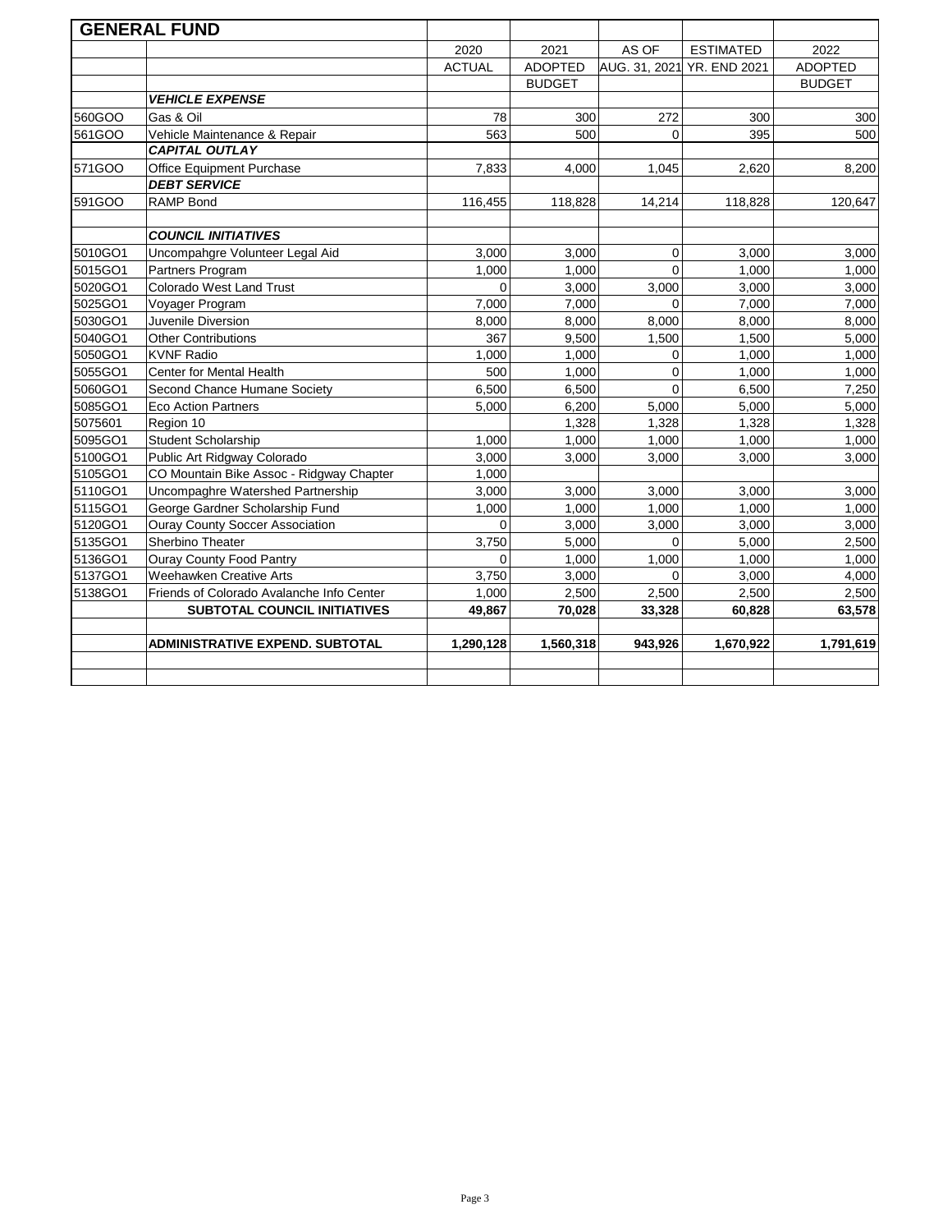## GENERAL FUND

| | | 2020 ACTUAL | 2021 ADOPTED BUDGET | AS OF AUG. 31, 2021 | ESTIMATED YR. END 2021 | 2022 ADOPTED BUDGET |
|---|---|---|---|---|---|---|
| | ***VEHICLE EXPENSE*** | | | | | |
| 560GOO | Gas & Oil | 78 | 300 | 272 | 300 | 300 |
| 561GOO | Vehicle Maintenance & Repair | 563 | 500 | 0 | 395 | 500 |
| | ***CAPITAL OUTLAY*** | | | | | |
| 571GOO | Office Equipment Purchase | 7,833 | 4,000 | 1,045 | 2,620 | 8,200 |
| | ***DEBT SERVICE*** | | | | | |
| 591GOO | RAMP Bond | 116,455 | 118,828 | 14,214 | 118,828 | 120,647 |
| | | | | | | |
| | ***COUNCIL INITIATIVES*** | | | | | |
| 5010GO1 | Uncompahgre Volunteer Legal Aid | 3,000 | 3,000 | 0 | 3,000 | 3,000 |
| 5015GO1 | Partners Program | 1,000 | 1,000 | 0 | 1,000 | 1,000 |
| 5020GO1 | Colorado West Land Trust | 0 | 3,000 | 3,000 | 3,000 | 3,000 |
| 5025GO1 | Voyager Program | 7,000 | 7,000 | 0 | 7,000 | 7,000 |
| 5030GO1 | Juvenile Diversion | 8,000 | 8,000 | 8,000 | 8,000 | 8,000 |
| 5040GO1 | Other Contributions | 367 | 9,500 | 1,500 | 1,500 | 5,000 |
| 5050GO1 | KVNF Radio | 1,000 | 1,000 | 0 | 1,000 | 1,000 |
| 5055GO1 | Center for Mental Health | 500 | 1,000 | 0 | 1,000 | 1,000 |
| 5060GO1 | Second Chance Humane Society | 6,500 | 6,500 | 0 | 6,500 | 7,250 |
| 5085GO1 | Eco Action Partners | 5,000 | 6,200 | 5,000 | 5,000 | 5,000 |
| 5075601 | Region 10 | | 1,328 | 1,328 | 1,328 | 1,328 |
| 5095GO1 | Student Scholarship | 1,000 | 1,000 | 1,000 | 1,000 | 1,000 |
| 5100GO1 | Public Art Ridgway Colorado | 3,000 | 3,000 | 3,000 | 3,000 | 3,000 |
| 5105GO1 | CO Mountain Bike Assoc - Ridgway Chapter | 1,000 | | | | |
| 5110GO1 | Uncompaghre Watershed Partnership | 3,000 | 3,000 | 3,000 | 3,000 | 3,000 |
| 5115GO1 | George Gardner Scholarship Fund | 1,000 | 1,000 | 1,000 | 1,000 | 1,000 |
| 5120GO1 | Ouray County Soccer Association | 0 | 3,000 | 3,000 | 3,000 | 3,000 |
| 5135GO1 | Sherbino Theater | 3,750 | 5,000 | 0 | 5,000 | 2,500 |
| 5136GO1 | Ouray County Food Pantry | 0 | 1,000 | 1,000 | 1,000 | 1,000 |
| 5137GO1 | Weehawken Creative Arts | 3,750 | 3,000 | 0 | 3,000 | 4,000 |
| 5138GO1 | Friends of Colorado Avalanche Info Center | 1,000 | 2,500 | 2,500 | 2,500 | 2,500 |
| | **SUBTOTAL COUNCIL INITIATIVES** | **49,867** | **70,028** | **33,328** | **60,828** | **63,578** |
| | | | | | | |
| | **ADMINISTRATIVE EXPEND. SUBTOTAL** | **1,290,128** | **1,560,318** | **943,926** | **1,670,922** | **1,791,619** |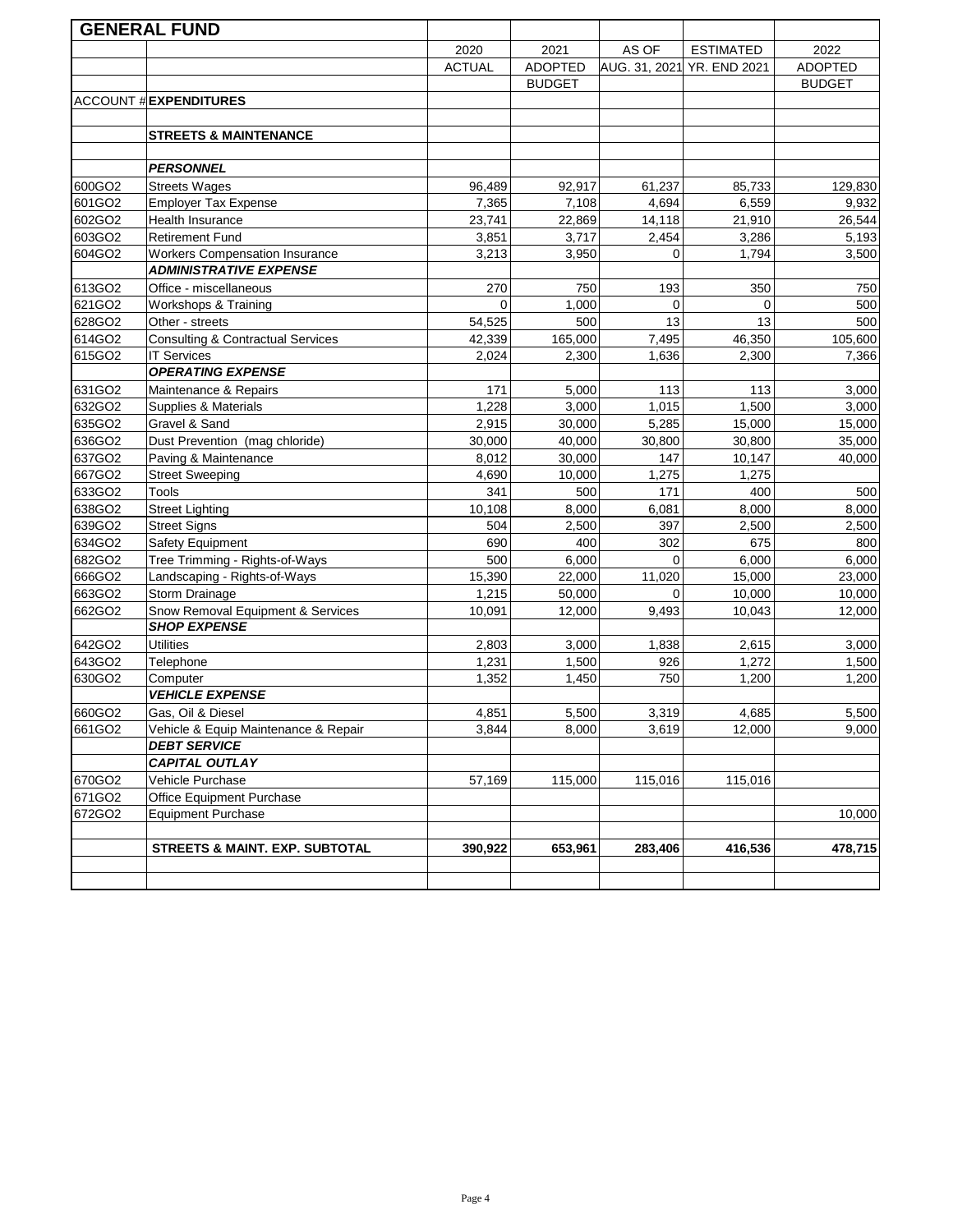## GENERAL FUND

| ACCOUNT # | EXPENDITURES | 2020 ACTUAL | 2021 ADOPTED BUDGET | AS OF AUG. 31, 2021 | ESTIMATED YR. END 2021 | 2022 ADOPTED BUDGET |
|---|---|---|---|---|---|---|
| | **STREETS & MAINTENANCE** | | | | | |
| | ***PERSONNEL*** | | | | | |
| 600GO2 | Streets Wages | 96,489 | 92,917 | 61,237 | 85,733 | 129,830 |
| 601GO2 | Employer Tax Expense | 7,365 | 7,108 | 4,694 | 6,559 | 9,932 |
| 602GO2 | Health Insurance | 23,741 | 22,869 | 14,118 | 21,910 | 26,544 |
| 603GO2 | Retirement Fund | 3,851 | 3,717 | 2,454 | 3,286 | 5,193 |
| 604GO2 | Workers Compensation Insurance | 3,213 | 3,950 | 0 | 1,794 | 3,500 |
| | ***ADMINISTRATIVE EXPENSE*** | | | | | |
| 613GO2 | Office - miscellaneous | 270 | 750 | 193 | 350 | 750 |
| 621GO2 | Workshops & Training | 0 | 1,000 | 0 | 0 | 500 |
| 628GO2 | Other - streets | 54,525 | 500 | 13 | 13 | 500 |
| 614GO2 | Consulting & Contractual Services | 42,339 | 165,000 | 7,495 | 46,350 | 105,600 |
| 615GO2 | IT Services | 2,024 | 2,300 | 1,636 | 2,300 | 7,366 |
| | ***OPERATING EXPENSE*** | | | | | |
| 631GO2 | Maintenance & Repairs | 171 | 5,000 | 113 | 113 | 3,000 |
| 632GO2 | Supplies & Materials | 1,228 | 3,000 | 1,015 | 1,500 | 3,000 |
| 635GO2 | Gravel & Sand | 2,915 | 30,000 | 5,285 | 15,000 | 15,000 |
| 636GO2 | Dust Prevention (mag chloride) | 30,000 | 40,000 | 30,800 | 30,800 | 35,000 |
| 637GO2 | Paving & Maintenance | 8,012 | 30,000 | 147 | 10,147 | 40,000 |
| 667GO2 | Street Sweeping | 4,690 | 10,000 | 1,275 | 1,275 | |
| 633GO2 | Tools | 341 | 500 | 171 | 400 | 500 |
| 638GO2 | Street Lighting | 10,108 | 8,000 | 6,081 | 8,000 | 8,000 |
| 639GO2 | Street Signs | 504 | 2,500 | 397 | 2,500 | 2,500 |
| 634GO2 | Safety Equipment | 690 | 400 | 302 | 675 | 800 |
| 682GO2 | Tree Trimming - Rights-of-Ways | 500 | 6,000 | 0 | 6,000 | 6,000 |
| 666GO2 | Landscaping - Rights-of-Ways | 15,390 | 22,000 | 11,020 | 15,000 | 23,000 |
| 663GO2 | Storm Drainage | 1,215 | 50,000 | 0 | 10,000 | 10,000 |
| 662GO2 | Snow Removal Equipment & Services | 10,091 | 12,000 | 9,493 | 10,043 | 12,000 |
| | ***SHOP EXPENSE*** | | | | | |
| 642GO2 | Utilities | 2,803 | 3,000 | 1,838 | 2,615 | 3,000 |
| 643GO2 | Telephone | 1,231 | 1,500 | 926 | 1,272 | 1,500 |
| 630GO2 | Computer | 1,352 | 1,450 | 750 | 1,200 | 1,200 |
| | ***VEHICLE EXPENSE*** | | | | | |
| 660GO2 | Gas, Oil & Diesel | 4,851 | 5,500 | 3,319 | 4,685 | 5,500 |
| 661GO2 | Vehicle & Equip Maintenance & Repair | 3,844 | 8,000 | 3,619 | 12,000 | 9,000 |
| | ***DEBT SERVICE*** | | | | | |
| | ***CAPITAL OUTLAY*** | | | | | |
| 670GO2 | Vehicle Purchase | 57,169 | 115,000 | 115,016 | 115,016 | |
| 671GO2 | Office Equipment Purchase | | | | | |
| 672GO2 | Equipment Purchase | | | | | 10,000 |
| | **STREETS & MAINT. EXP. SUBTOTAL** | **390,922** | **653,961** | **283,406** | **416,536** | **478,715** |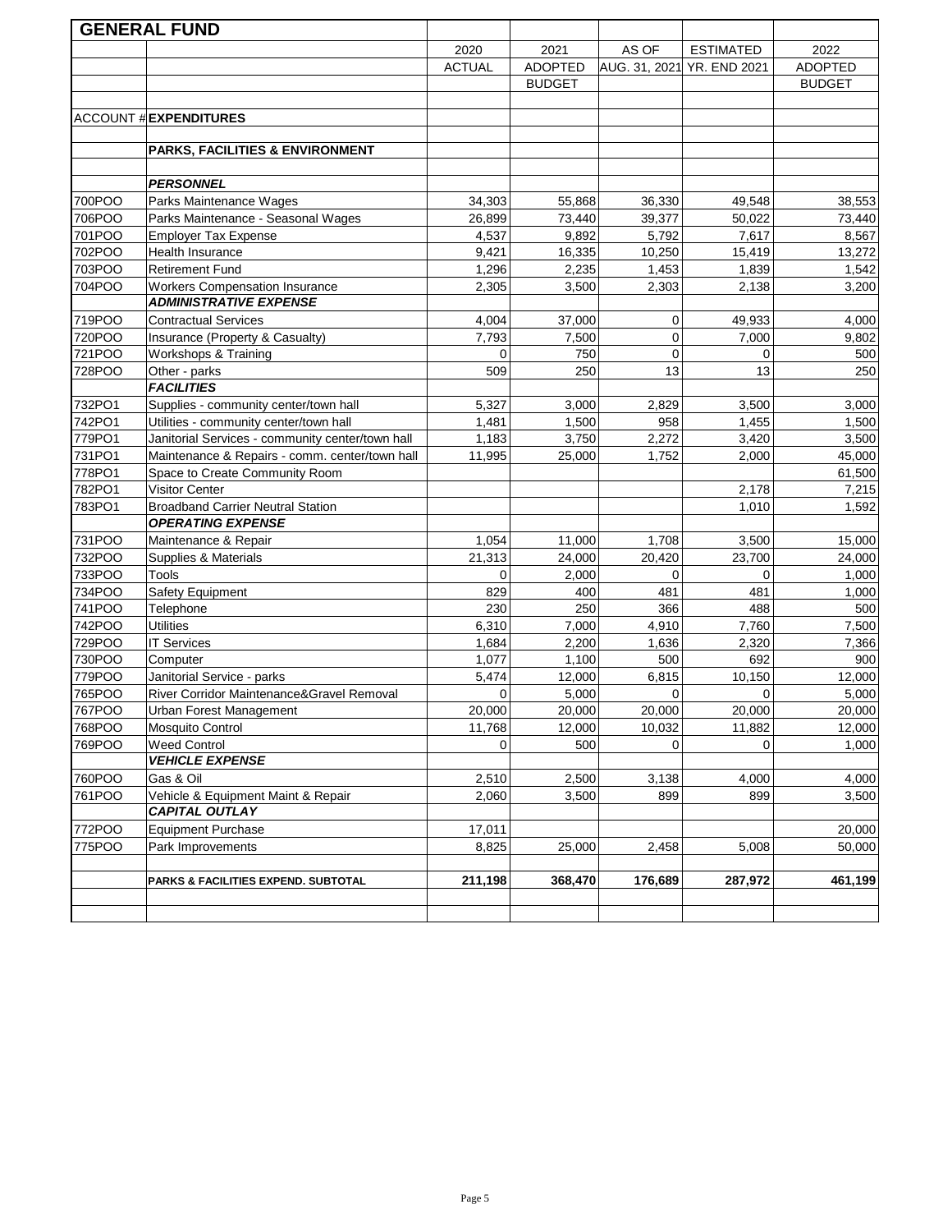## GENERAL FUND

| ACCOUNT # | EXPENDITURES | 2020 ACTUAL | 2021 ADOPTED BUDGET | AS OF AUG. 31, 2021 | ESTIMATED YR. END 2021 | 2022 ADOPTED BUDGET |
|---|---|---|---|---|---|---|
| | **PARKS, FACILITIES & ENVIRONMENT** | | | | | |
| | ***PERSONNEL*** | | | | | |
| 700POO | Parks Maintenance Wages | 34,303 | 55,868 | 36,330 | 49,548 | 38,553 |
| 706POO | Parks Maintenance - Seasonal Wages | 26,899 | 73,440 | 39,377 | 50,022 | 73,440 |
| 701POO | Employer Tax Expense | 4,537 | 9,892 | 5,792 | 7,617 | 8,567 |
| 702POO | Health Insurance | 9,421 | 16,335 | 10,250 | 15,419 | 13,272 |
| 703POO | Retirement Fund | 1,296 | 2,235 | 1,453 | 1,839 | 1,542 |
| 704POO | Workers Compensation Insurance | 2,305 | 3,500 | 2,303 | 2,138 | 3,200 |
| | ***ADMINISTRATIVE EXPENSE*** | | | | | |
| 719POO | Contractual Services | 4,004 | 37,000 | 0 | 49,933 | 4,000 |
| 720POO | Insurance (Property & Casualty) | 7,793 | 7,500 | 0 | 7,000 | 9,802 |
| 721POO | Workshops & Training | 0 | 750 | 0 | 0 | 500 |
| 728POO | Other - parks | 509 | 250 | 13 | 13 | 250 |
| | ***FACILITIES*** | | | | | |
| 732PO1 | Supplies - community center/town hall | 5,327 | 3,000 | 2,829 | 3,500 | 3,000 |
| 742PO1 | Utilities - community center/town hall | 1,481 | 1,500 | 958 | 1,455 | 1,500 |
| 779PO1 | Janitorial Services - community center/town hall | 1,183 | 3,750 | 2,272 | 3,420 | 3,500 |
| 731PO1 | Maintenance & Repairs - comm. center/town hall | 11,995 | 25,000 | 1,752 | 2,000 | 45,000 |
| 778PO1 | Space to Create Community Room | | | | | 61,500 |
| 782PO1 | Visitor Center | | | | 2,178 | 7,215 |
| 783PO1 | Broadband Carrier Neutral Station | | | | 1,010 | 1,592 |
| | ***OPERATING EXPENSE*** | | | | | |
| 731POO | Maintenance & Repair | 1,054 | 11,000 | 1,708 | 3,500 | 15,000 |
| 732POO | Supplies & Materials | 21,313 | 24,000 | 20,420 | 23,700 | 24,000 |
| 733POO | Tools | 0 | 2,000 | 0 | 0 | 1,000 |
| 734POO | Safety Equipment | 829 | 400 | 481 | 481 | 1,000 |
| 741POO | Telephone | 230 | 250 | 366 | 488 | 500 |
| 742POO | Utilities | 6,310 | 7,000 | 4,910 | 7,760 | 7,500 |
| 729POO | IT Services | 1,684 | 2,200 | 1,636 | 2,320 | 7,366 |
| 730POO | Computer | 1,077 | 1,100 | 500 | 692 | 900 |
| 779POO | Janitorial Service - parks | 5,474 | 12,000 | 6,815 | 10,150 | 12,000 |
| 765POO | River Corridor Maintenance&Gravel Removal | 0 | 5,000 | 0 | 0 | 5,000 |
| 767POO | Urban Forest Management | 20,000 | 20,000 | 20,000 | 20,000 | 20,000 |
| 768POO | Mosquito Control | 11,768 | 12,000 | 10,032 | 11,882 | 12,000 |
| 769POO | Weed Control | 0 | 500 | 0 | 0 | 1,000 |
| | ***VEHICLE EXPENSE*** | | | | | |
| 760POO | Gas & Oil | 2,510 | 2,500 | 3,138 | 4,000 | 4,000 |
| 761POO | Vehicle & Equipment Maint & Repair | 2,060 | 3,500 | 899 | 899 | 3,500 |
| | ***CAPITAL OUTLAY*** | | | | | |
| 772POO | Equipment Purchase | 17,011 | | | | 20,000 |
| 775POO | Park Improvements | 8,825 | 25,000 | 2,458 | 5,008 | 50,000 |
| | **PARKS & FACILITIES EXPEND. SUBTOTAL** | **211,198** | **368,470** | **176,689** | **287,972** | **461,199** |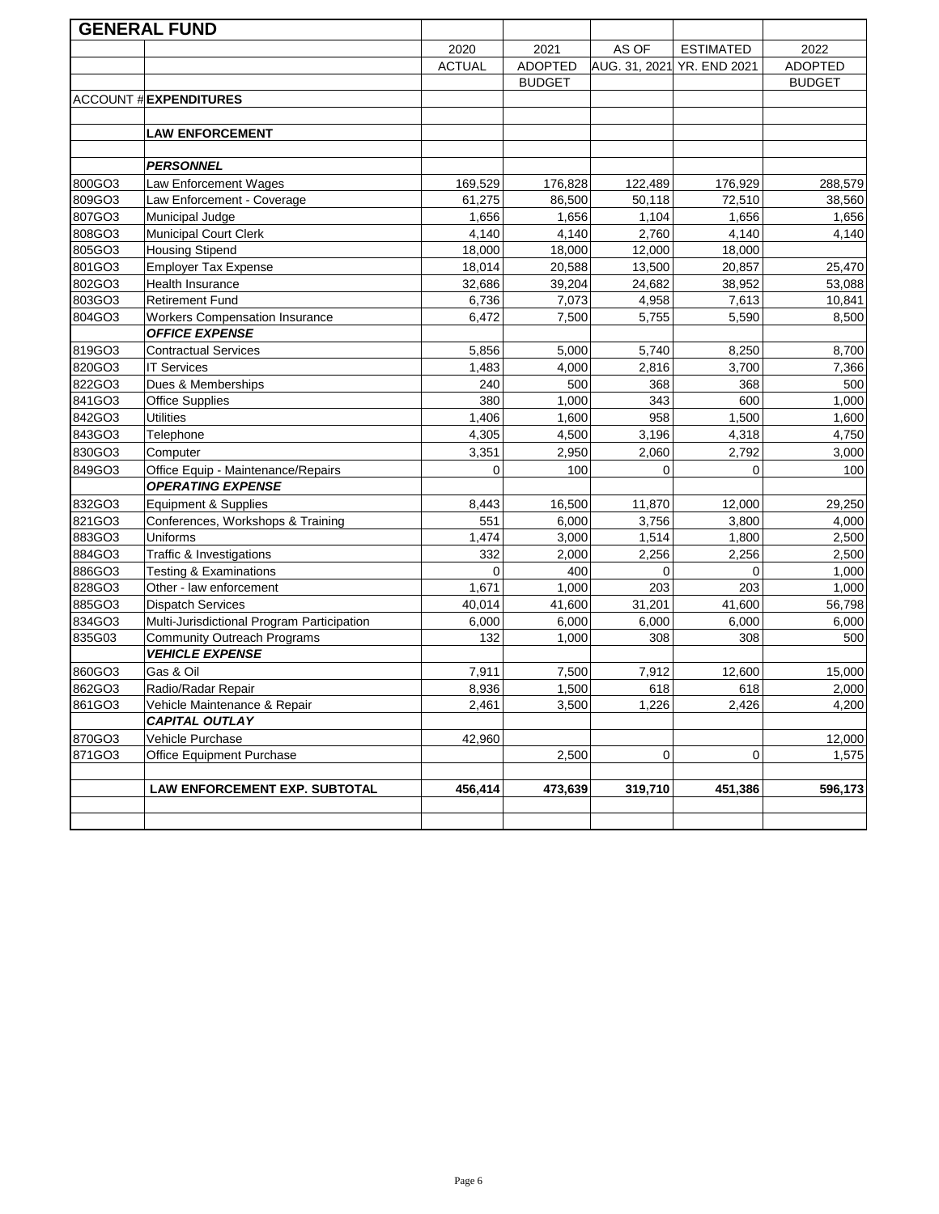## GENERAL FUND

| ACCOUNT # | EXPENDITURES | 2020 ACTUAL | 2021 ADOPTED BUDGET | AS OF AUG. 31, 2021 | ESTIMATED YR. END 2021 | 2022 ADOPTED BUDGET |
|---|---|---|---|---|---|---|
| | **LAW ENFORCEMENT** | | | | | |
| | ***PERSONNEL*** | | | | | |
| 800GO3 | Law Enforcement Wages | 169,529 | 176,828 | 122,489 | 176,929 | 288,579 |
| 809GO3 | Law Enforcement - Coverage | 61,275 | 86,500 | 50,118 | 72,510 | 38,560 |
| 807GO3 | Municipal Judge | 1,656 | 1,656 | 1,104 | 1,656 | 1,656 |
| 808GO3 | Municipal Court Clerk | 4,140 | 4,140 | 2,760 | 4,140 | 4,140 |
| 805GO3 | Housing Stipend | 18,000 | 18,000 | 12,000 | 18,000 | |
| 801GO3 | Employer Tax Expense | 18,014 | 20,588 | 13,500 | 20,857 | 25,470 |
| 802GO3 | Health Insurance | 32,686 | 39,204 | 24,682 | 38,952 | 53,088 |
| 803GO3 | Retirement Fund | 6,736 | 7,073 | 4,958 | 7,613 | 10,841 |
| 804GO3 | Workers Compensation Insurance | 6,472 | 7,500 | 5,755 | 5,590 | 8,500 |
| | ***OFFICE EXPENSE*** | | | | | |
| 819GO3 | Contractual Services | 5,856 | 5,000 | 5,740 | 8,250 | 8,700 |
| 820GO3 | IT Services | 1,483 | 4,000 | 2,816 | 3,700 | 7,366 |
| 822GO3 | Dues & Memberships | 240 | 500 | 368 | 368 | 500 |
| 841GO3 | Office Supplies | 380 | 1,000 | 343 | 600 | 1,000 |
| 842GO3 | Utilities | 1,406 | 1,600 | 958 | 1,500 | 1,600 |
| 843GO3 | Telephone | 4,305 | 4,500 | 3,196 | 4,318 | 4,750 |
| 830GO3 | Computer | 3,351 | 2,950 | 2,060 | 2,792 | 3,000 |
| 849GO3 | Office Equip - Maintenance/Repairs | 0 | 100 | 0 | 0 | 100 |
| | ***OPERATING EXPENSE*** | | | | | |
| 832GO3 | Equipment & Supplies | 8,443 | 16,500 | 11,870 | 12,000 | 29,250 |
| 821GO3 | Conferences, Workshops & Training | 551 | 6,000 | 3,756 | 3,800 | 4,000 |
| 883GO3 | Uniforms | 1,474 | 3,000 | 1,514 | 1,800 | 2,500 |
| 884GO3 | Traffic & Investigations | 332 | 2,000 | 2,256 | 2,256 | 2,500 |
| 886GO3 | Testing & Examinations | 0 | 400 | 0 | 0 | 1,000 |
| 828GO3 | Other - law enforcement | 1,671 | 1,000 | 203 | 203 | 1,000 |
| 885GO3 | Dispatch Services | 40,014 | 41,600 | 31,201 | 41,600 | 56,798 |
| 834GO3 | Multi-Jurisdictional Program Participation | 6,000 | 6,000 | 6,000 | 6,000 | 6,000 |
| 835G03 | Community Outreach Programs | 132 | 1,000 | 308 | 308 | 500 |
| | ***VEHICLE EXPENSE*** | | | | | |
| 860GO3 | Gas & Oil | 7,911 | 7,500 | 7,912 | 12,600 | 15,000 |
| 862GO3 | Radio/Radar Repair | 8,936 | 1,500 | 618 | 618 | 2,000 |
| 861GO3 | Vehicle Maintenance & Repair | 2,461 | 3,500 | 1,226 | 2,426 | 4,200 |
| | ***CAPITAL OUTLAY*** | | | | | |
| 870GO3 | Vehicle Purchase | 42,960 | | | | 12,000 |
| 871GO3 | Office Equipment Purchase | | 2,500 | 0 | 0 | 1,575 |
| | **LAW ENFORCEMENT EXP. SUBTOTAL** | **456,414** | **473,639** | **319,710** | **451,386** | **596,173** |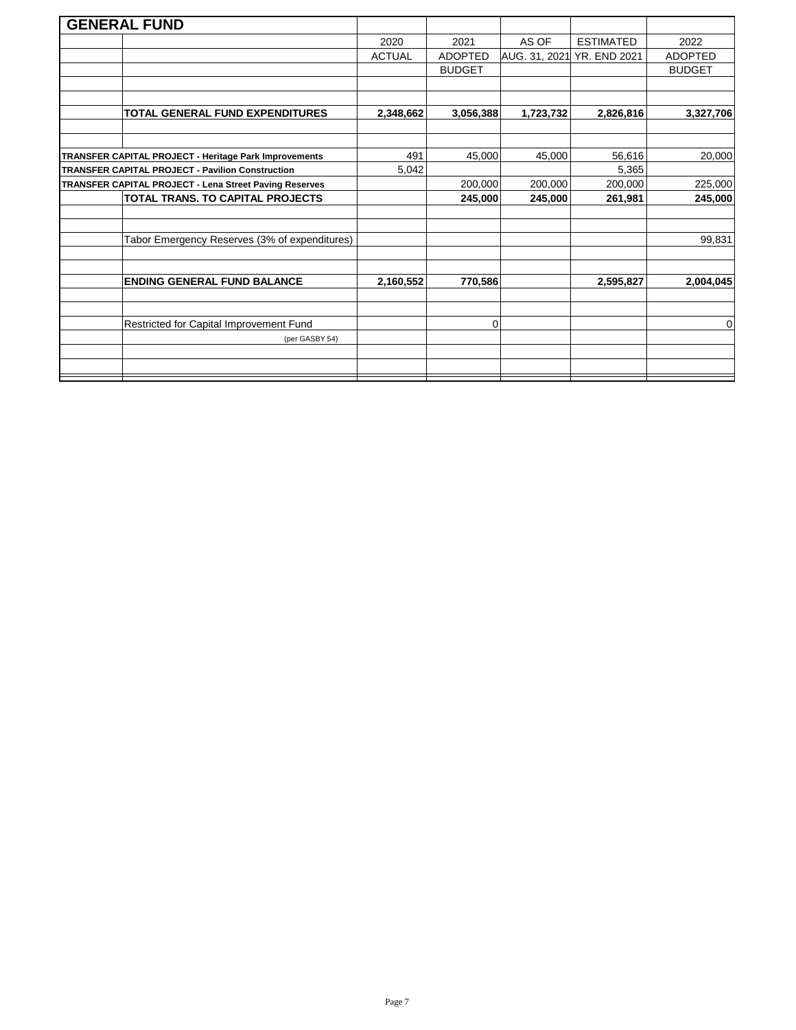## GENERAL FUND

| | 2020 ACTUAL | 2021 ADOPTED BUDGET | AS OF AUG. 31, 2021 | ESTIMATED YR. END 2021 | 2022 ADOPTED BUDGET |
|---|---|---|---|---|---|
| **TOTAL GENERAL FUND EXPENDITURES** | **2,348,662** | **3,056,388** | **1,723,732** | **2,826,816** | **3,327,706** |
| **TRANSFER CAPITAL PROJECT - Heritage Park Improvements** | 491 | 45,000 | 45,000 | 56,616 | 20,000 |
| **TRANSFER CAPITAL PROJECT - Pavilion Construction** | 5,042 | | | 5,365 | |
| **TRANSFER CAPITAL PROJECT - Lena Street Paving Reserves** | | 200,000 | 200,000 | 200,000 | 225,000 |
| **TOTAL TRANS. TO CAPITAL PROJECTS** | | **245,000** | **245,000** | **261,981** | **245,000** |
| Tabor Emergency Reserves (3% of expenditures) | | | | | 99,831 |
| **ENDING GENERAL FUND BALANCE** | **2,160,552** | **770,586** | | **2,595,827** | **2,004,045** |
| Restricted for Capital Improvement Fund (per GASBY 54) | | 0 | | | 0 |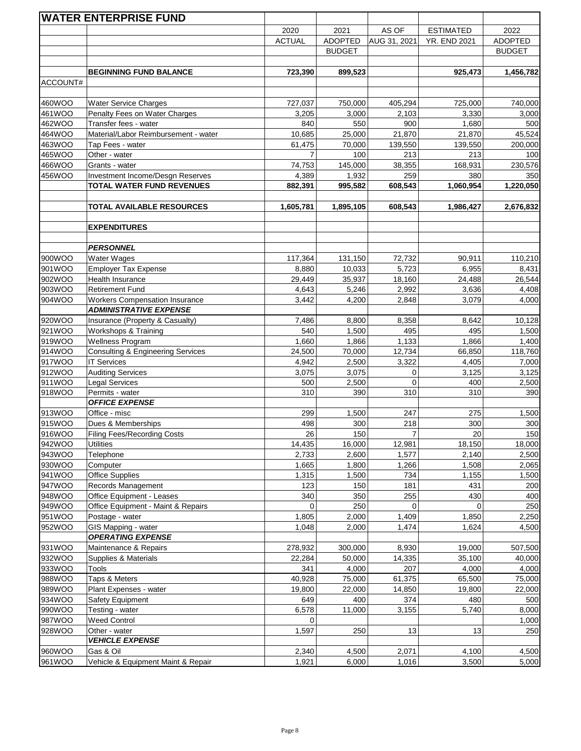# WATER ENTERPRISE FUND

| ACCOUNT# | | 2020 ACTUAL | 2021 ADOPTED BUDGET | AS OF AUG 31, 2021 | ESTIMATED YR. END 2021 | 2022 ADOPTED BUDGET |
|---|---|---|---|---|---|---|
| | **BEGINNING FUND BALANCE** | **723,390** | **899,523** | | **925,473** | **1,456,782** |
| 460WOO | Water Service Charges | 727,037 | 750,000 | 405,294 | 725,000 | 740,000 |
| 461WOO | Penalty Fees on Water Charges | 3,205 | 3,000 | 2,103 | 3,330 | 3,000 |
| 462WOO | Transfer fees - water | 840 | 550 | 900 | 1,680 | 500 |
| 464WOO | Material/Labor Reimbursement - water | 10,685 | 25,000 | 21,870 | 21,870 | 45,524 |
| 463WOO | Tap Fees - water | 61,475 | 70,000 | 139,550 | 139,550 | 200,000 |
| 465WOO | Other - water | 7 | 100 | 213 | 213 | 100 |
| 466WOO | Grants - water | 74,753 | 145,000 | 38,355 | 168,931 | 230,576 |
| 456WOO | Investment Income/Desgn Reserves | 4,389 | 1,932 | 259 | 380 | 350 |
| | **TOTAL WATER FUND REVENUES** | **882,391** | **995,582** | **608,543** | **1,060,954** | **1,220,050** |
| | **TOTAL AVAILABLE RESOURCES** | **1,605,781** | **1,895,105** | **608,543** | **1,986,427** | **2,676,832** |
| | **EXPENDITURES** | | | | | |
| | ***PERSONNEL*** | | | | | |
| 900WOO | Water Wages | 117,364 | 131,150 | 72,732 | 90,911 | 110,210 |
| 901WOO | Employer Tax Expense | 8,880 | 10,033 | 5,723 | 6,955 | 8,431 |
| 902WOO | Health Insurance | 29,449 | 35,937 | 18,160 | 24,488 | 26,544 |
| 903WOO | Retirement Fund | 4,643 | 5,246 | 2,992 | 3,636 | 4,408 |
| 904WOO | Workers Compensation Insurance | 3,442 | 4,200 | 2,848 | 3,079 | 4,000 |
| | ***ADMINISTRATIVE EXPENSE*** | | | | | |
| 920WOO | Insurance (Property & Casualty) | 7,486 | 8,800 | 8,358 | 8,642 | 10,128 |
| 921WOO | Workshops & Training | 540 | 1,500 | 495 | 495 | 1,500 |
| 919WOO | Wellness Program | 1,660 | 1,866 | 1,133 | 1,866 | 1,400 |
| 914WOO | Consulting & Engineering Services | 24,500 | 70,000 | 12,734 | 66,850 | 118,760 |
| 917WOO | IT Services | 4,942 | 2,500 | 3,322 | 4,405 | 7,000 |
| 912WOO | Auditing Services | 3,075 | 3,075 | 0 | 3,125 | 3,125 |
| 911WOO | Legal Services | 500 | 2,500 | 0 | 400 | 2,500 |
| 918WOO | Permits - water | 310 | 390 | 310 | 310 | 390 |
| | ***OFFICE EXPENSE*** | | | | | |
| 913WOO | Office - misc | 299 | 1,500 | 247 | 275 | 1,500 |
| 915WOO | Dues & Memberships | 498 | 300 | 218 | 300 | 300 |
| 916WOO | Filing Fees/Recording Costs | 26 | 150 | 7 | 20 | 150 |
| 942WOO | Utilities | 14,435 | 16,000 | 12,981 | 18,150 | 18,000 |
| 943WOO | Telephone | 2,733 | 2,600 | 1,577 | 2,140 | 2,500 |
| 930WOO | Computer | 1,665 | 1,800 | 1,266 | 1,508 | 2,065 |
| 941WOO | Office Supplies | 1,315 | 1,500 | 734 | 1,155 | 1,500 |
| 947WOO | Records Management | 123 | 150 | 181 | 431 | 200 |
| 948WOO | Office Equipment - Leases | 340 | 350 | 255 | 430 | 400 |
| 949WOO | Office Equipment - Maint & Repairs | 0 | 250 | 0 | 0 | 250 |
| 951WOO | Postage - water | 1,805 | 2,000 | 1,409 | 1,850 | 2,250 |
| 952WOO | GIS Mapping - water | 1,048 | 2,000 | 1,474 | 1,624 | 4,500 |
| | ***OPERATING EXPENSE*** | | | | | |
| 931WOO | Maintenance & Repairs | 278,932 | 300,000 | 8,930 | 19,000 | 507,500 |
| 932WOO | Supplies & Materials | 22,284 | 50,000 | 14,335 | 35,100 | 40,000 |
| 933WOO | Tools | 341 | 4,000 | 207 | 4,000 | 4,000 |
| 988WOO | Taps & Meters | 40,928 | 75,000 | 61,375 | 65,500 | 75,000 |
| 989WOO | Plant Expenses - water | 19,800 | 22,000 | 14,850 | 19,800 | 22,000 |
| 934WOO | Safety Equipment | 649 | 400 | 374 | 480 | 500 |
| 990WOO | Testing - water | 6,578 | 11,000 | 3,155 | 5,740 | 8,000 |
| 987WOO | Weed Control | 0 | | | | 1,000 |
| 928WOO | Other - water | 1,597 | 250 | 13 | 13 | 250 |
| | ***VEHICLE EXPENSE*** | | | | | |
| 960WOO | Gas & Oil | 2,340 | 4,500 | 2,071 | 4,100 | 4,500 |
| 961WOO | Vehicle & Equipment Maint & Repair | 1,921 | 6,000 | 1,016 | 3,500 | 5,000 |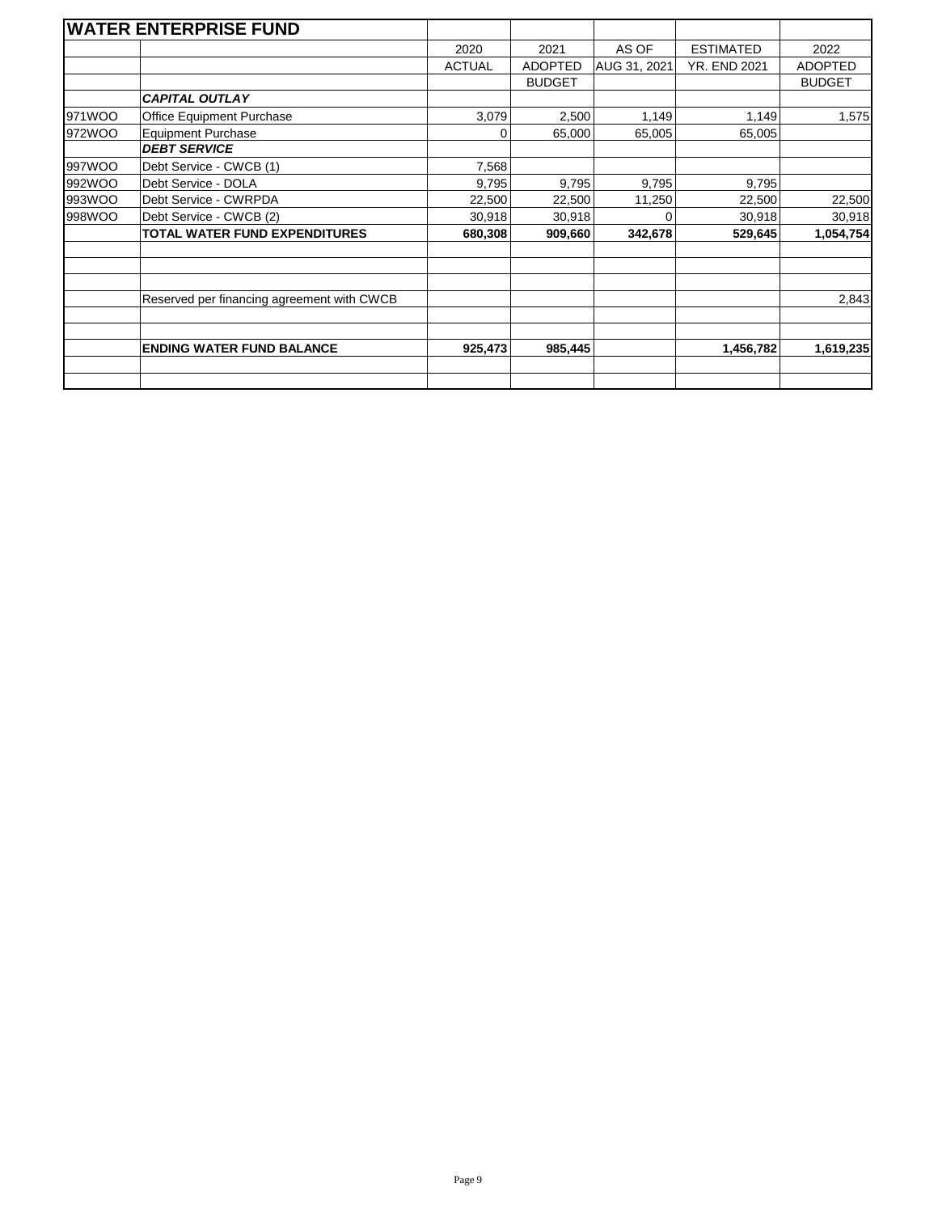| WATER ENTERPRISE FUND | | | | | | |
|---|---|---|---|---|---|---|
| | | 2020 | 2021 | AS OF | ESTIMATED | 2022 |
| | | ACTUAL | ADOPTED | AUG 31, 2021 | YR. END 2021 | ADOPTED |
| | | | BUDGET | | | BUDGET |
| | ***CAPITAL OUTLAY*** | | | | | |
| 971WOO | Office Equipment Purchase | 3,079 | 2,500 | 1,149 | 1,149 | 1,575 |
| 972WOO | Equipment Purchase | 0 | 65,000 | 65,005 | 65,005 | |
| | ***DEBT SERVICE*** | | | | | |
| 997WOO | Debt Service - CWCB (1) | 7,568 | | | | |
| 992WOO | Debt Service - DOLA | 9,795 | 9,795 | 9,795 | 9,795 | |
| 993WOO | Debt Service - CWRPDA | 22,500 | 22,500 | 11,250 | 22,500 | 22,500 |
| 998WOO | Debt Service - CWCB (2) | 30,918 | 30,918 | 0 | 30,918 | 30,918 |
| | **TOTAL WATER FUND EXPENDITURES** | **680,308** | **909,660** | **342,678** | **529,645** | **1,054,754** |
| | | | | | | |
| | | | | | | |
| | | | | | | |
| | Reserved per financing agreement with CWCB | | | | | 2,843 |
| | | | | | | |
| | | | | | | |
| | **ENDING WATER FUND BALANCE** | **925,473** | **985,445** | | **1,456,782** | **1,619,235** |
| | | | | | | |
| | | | | | | |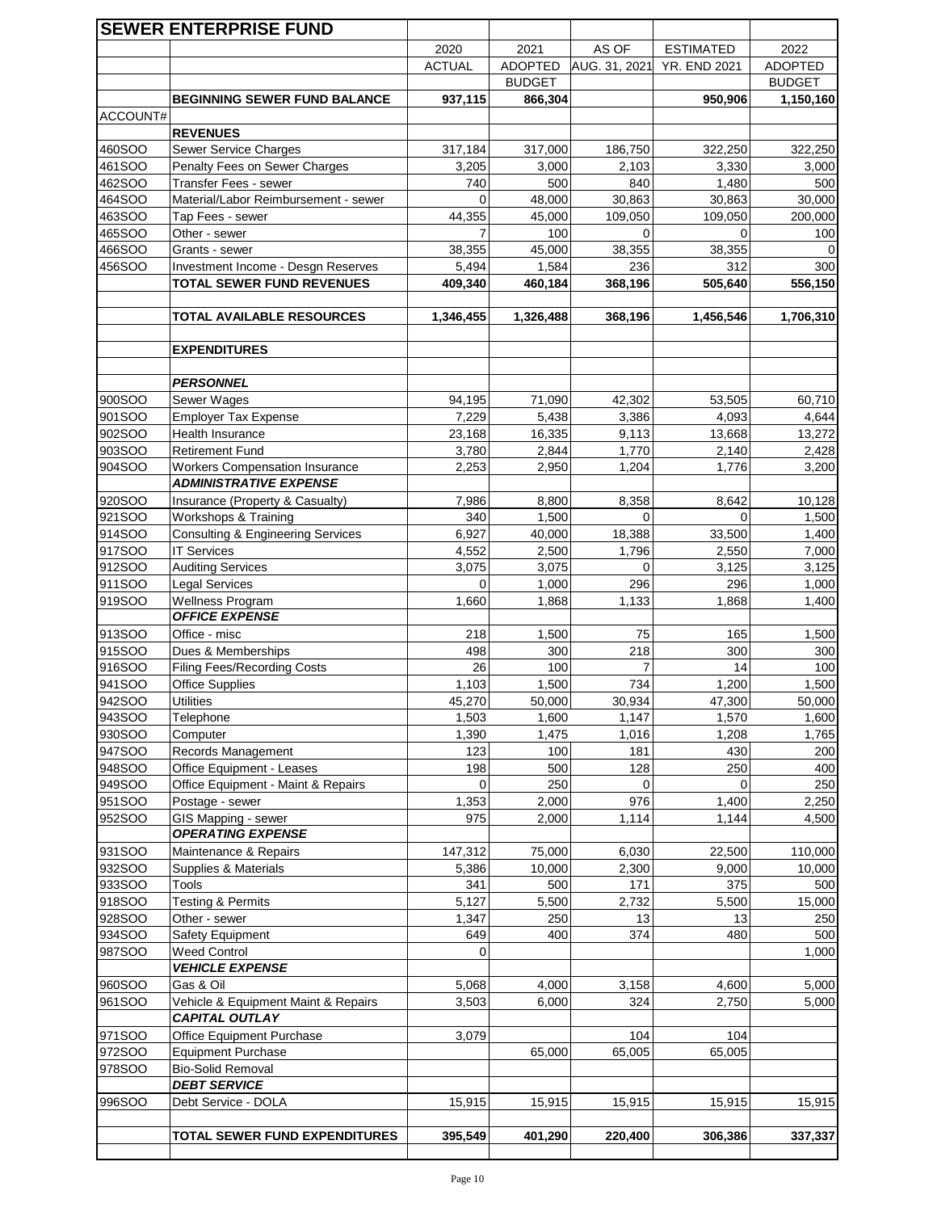| SEWER ENTERPRISE FUND | | | | | | |
|---|---|---|---|---|---|---|
| | | 2020 | 2021 | AS OF | ESTIMATED | 2022 |
| | | ACTUAL | ADOPTED | AUG. 31, 2021 | YR. END 2021 | ADOPTED |
| | | | BUDGET | | | BUDGET |
| | **BEGINNING SEWER FUND BALANCE** | **937,115** | **866,304** | | **950,906** | **1,150,160** |
| ACCOUNT# | | | | | | |
| | **REVENUES** | | | | | |
| 460SOO | Sewer Service Charges | 317,184 | 317,000 | 186,750 | 322,250 | 322,250 |
| 461SOO | Penalty Fees on Sewer Charges | 3,205 | 3,000 | 2,103 | 3,330 | 3,000 |
| 462SOO | Transfer Fees - sewer | 740 | 500 | 840 | 1,480 | 500 |
| 464SOO | Material/Labor Reimbursement - sewer | 0 | 48,000 | 30,863 | 30,863 | 30,000 |
| 463SOO | Tap Fees - sewer | 44,355 | 45,000 | 109,050 | 109,050 | 200,000 |
| 465SOO | Other - sewer | 7 | 100 | 0 | 0 | 100 |
| 466SOO | Grants - sewer | 38,355 | 45,000 | 38,355 | 38,355 | 0 |
| 456SOO | Investment Income - Desgn Reserves | 5,494 | 1,584 | 236 | 312 | 300 |
| | **TOTAL SEWER FUND REVENUES** | **409,340** | **460,184** | **368,196** | **505,640** | **556,150** |
| | | | | | | |
| | **TOTAL AVAILABLE RESOURCES** | **1,346,455** | **1,326,488** | **368,196** | **1,456,546** | **1,706,310** |
| | | | | | | |
| | **EXPENDITURES** | | | | | |
| | | | | | | |
| | ***PERSONNEL*** | | | | | |
| 900SOO | Sewer Wages | 94,195 | 71,090 | 42,302 | 53,505 | 60,710 |
| 901SOO | Employer Tax Expense | 7,229 | 5,438 | 3,386 | 4,093 | 4,644 |
| 902SOO | Health Insurance | 23,168 | 16,335 | 9,113 | 13,668 | 13,272 |
| 903SOO | Retirement Fund | 3,780 | 2,844 | 1,770 | 2,140 | 2,428 |
| 904SOO | Workers Compensation Insurance | 2,253 | 2,950 | 1,204 | 1,776 | 3,200 |
| | ***ADMINISTRATIVE EXPENSE*** | | | | | |
| 920SOO | Insurance (Property & Casualty) | 7,986 | 8,800 | 8,358 | 8,642 | 10,128 |
| 921SOO | Workshops & Training | 340 | 1,500 | 0 | 0 | 1,500 |
| 914SOO | Consulting & Engineering Services | 6,927 | 40,000 | 18,388 | 33,500 | 1,400 |
| 917SOO | IT Services | 4,552 | 2,500 | 1,796 | 2,550 | 7,000 |
| 912SOO | Auditing Services | 3,075 | 3,075 | 0 | 3,125 | 3,125 |
| 911SOO | Legal Services | 0 | 1,000 | 296 | 296 | 1,000 |
| 919SOO | Wellness Program | 1,660 | 1,868 | 1,133 | 1,868 | 1,400 |
| | ***OFFICE EXPENSE*** | | | | | |
| 913SOO | Office - misc | 218 | 1,500 | 75 | 165 | 1,500 |
| 915SOO | Dues & Memberships | 498 | 300 | 218 | 300 | 300 |
| 916SOO | Filing Fees/Recording Costs | 26 | 100 | 7 | 14 | 100 |
| 941SOO | Office Supplies | 1,103 | 1,500 | 734 | 1,200 | 1,500 |
| 942SOO | Utilities | 45,270 | 50,000 | 30,934 | 47,300 | 50,000 |
| 943SOO | Telephone | 1,503 | 1,600 | 1,147 | 1,570 | 1,600 |
| 930SOO | Computer | 1,390 | 1,475 | 1,016 | 1,208 | 1,765 |
| 947SOO | Records Management | 123 | 100 | 181 | 430 | 200 |
| 948SOO | Office Equipment - Leases | 198 | 500 | 128 | 250 | 400 |
| 949SOO | Office Equipment - Maint & Repairs | 0 | 250 | 0 | 0 | 250 |
| 951SOO | Postage - sewer | 1,353 | 2,000 | 976 | 1,400 | 2,250 |
| 952SOO | GIS Mapping - sewer | 975 | 2,000 | 1,114 | 1,144 | 4,500 |
| | ***OPERATING EXPENSE*** | | | | | |
| 931SOO | Maintenance & Repairs | 147,312 | 75,000 | 6,030 | 22,500 | 110,000 |
| 932SOO | Supplies & Materials | 5,386 | 10,000 | 2,300 | 9,000 | 10,000 |
| 933SOO | Tools | 341 | 500 | 171 | 375 | 500 |
| 918SOO | Testing & Permits | 5,127 | 5,500 | 2,732 | 5,500 | 15,000 |
| 928SOO | Other - sewer | 1,347 | 250 | 13 | 13 | 250 |
| 934SOO | Safety Equipment | 649 | 400 | 374 | 480 | 500 |
| 987SOO | Weed Control | 0 | | | | 1,000 |
| | ***VEHICLE EXPENSE*** | | | | | |
| 960SOO | Gas & Oil | 5,068 | 4,000 | 3,158 | 4,600 | 5,000 |
| 961SOO | Vehicle & Equipment Maint & Repairs | 3,503 | 6,000 | 324 | 2,750 | 5,000 |
| | ***CAPITAL OUTLAY*** | | | | | |
| 971SOO | Office Equipment Purchase | 3,079 | | 104 | 104 | |
| 972SOO | Equipment Purchase | | 65,000 | 65,005 | 65,005 | |
| 978SOO | Bio-Solid Removal | | | | | |
| | ***DEBT SERVICE*** | | | | | |
| 996SOO | Debt Service - DOLA | 15,915 | 15,915 | 15,915 | 15,915 | 15,915 |
| | | | | | | |
| | **TOTAL SEWER FUND EXPENDITURES** | **395,549** | **401,290** | **220,400** | **306,386** | **337,337** |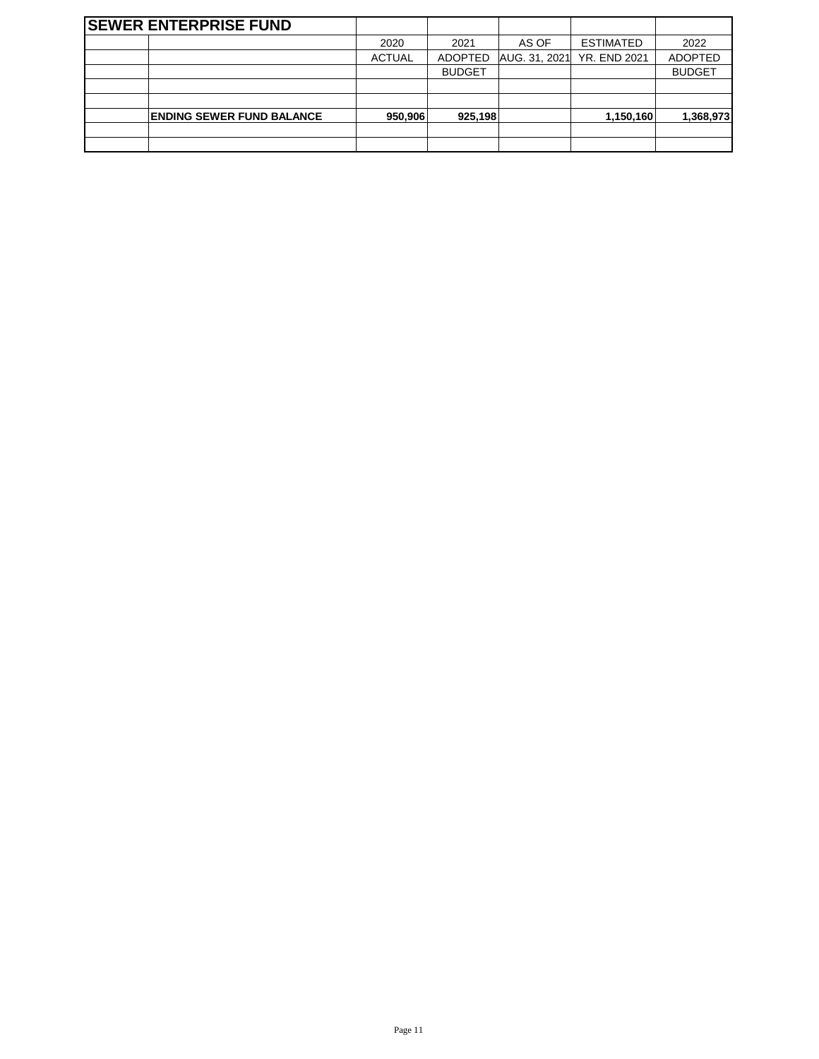| SEWER ENTERPRISE FUND | | | | | | |
|---|---|---|---|---|---|---|
| | | 2020 | 2021 | AS OF | ESTIMATED | 2022 |
| | | ACTUAL | ADOPTED | AUG. 31, 2021 | YR. END 2021 | ADOPTED |
| | | | BUDGET | | | BUDGET |
| | | | | | | |
| | | | | | | |
| | **ENDING SEWER FUND BALANCE** | **950,906** | **925,198** | | **1,150,160** | **1,368,973** |
| | | | | | | |
| | | | | | | |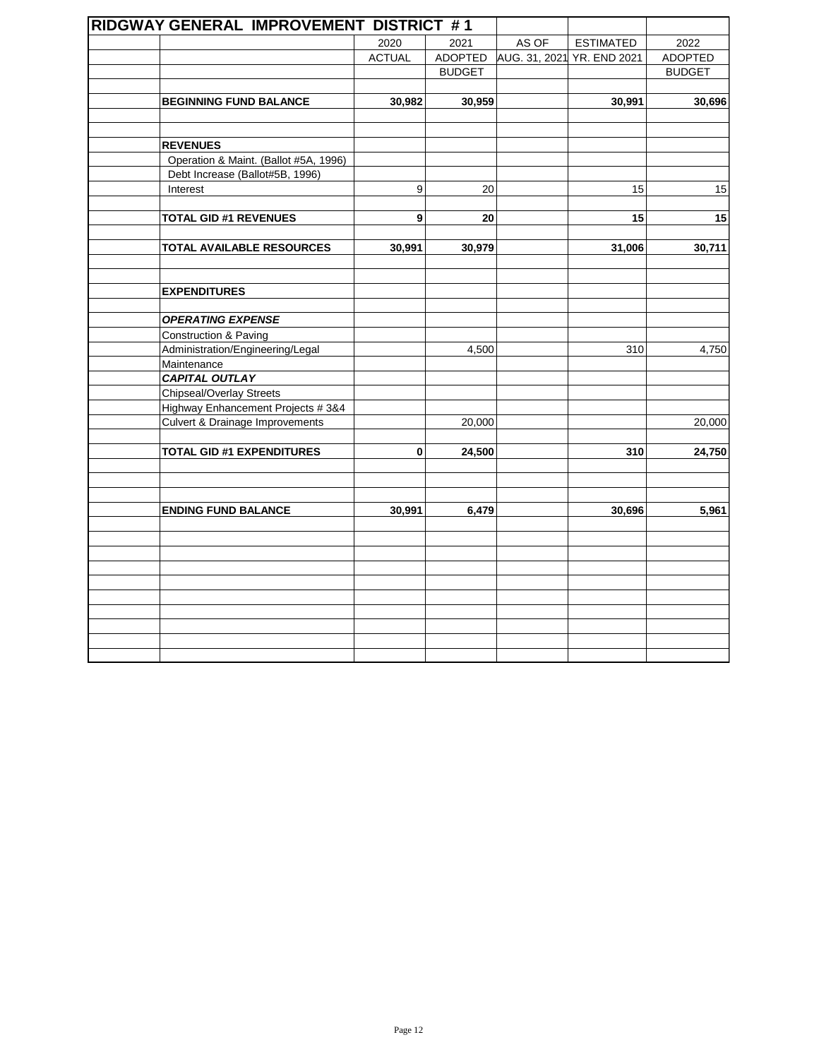# RIDGWAY GENERAL IMPROVEMENT DISTRICT # 1

| | 2020 ACTUAL | 2021 ADOPTED BUDGET | AS OF AUG. 31, 2021 | ESTIMATED YR. END 2021 | 2022 ADOPTED BUDGET |
|---|---|---|---|---|---|
| **BEGINNING FUND BALANCE** | **30,982** | **30,959** | | **30,991** | **30,696** |
| | | | | | |
| **REVENUES** | | | | | |
| Operation & Maint. (Ballot #5A, 1996) | | | | | |
| Debt Increase (Ballot#5B, 1996) | | | | | |
| Interest | 9 | 20 | | 15 | 15 |
| | | | | | |
| **TOTAL GID #1 REVENUES** | **9** | **20** | | **15** | **15** |
| | | | | | |
| **TOTAL AVAILABLE RESOURCES** | **30,991** | **30,979** | | **31,006** | **30,711** |
| | | | | | |
| **EXPENDITURES** | | | | | |
| | | | | | |
| ***OPERATING EXPENSE*** | | | | | |
| Construction & Paving | | | | | |
| Administration/Engineering/Legal | | 4,500 | | 310 | 4,750 |
| Maintenance | | | | | |
| ***CAPITAL OUTLAY*** | | | | | |
| Chipseal/Overlay Streets | | | | | |
| Highway Enhancement Projects # 3&4 | | | | | |
| Culvert & Drainage Improvements | | 20,000 | | | 20,000 |
| | | | | | |
| **TOTAL GID #1 EXPENDITURES** | **0** | **24,500** | | **310** | **24,750** |
| | | | | | |
| **ENDING FUND BALANCE** | **30,991** | **6,479** | | **30,696** | **5,961** |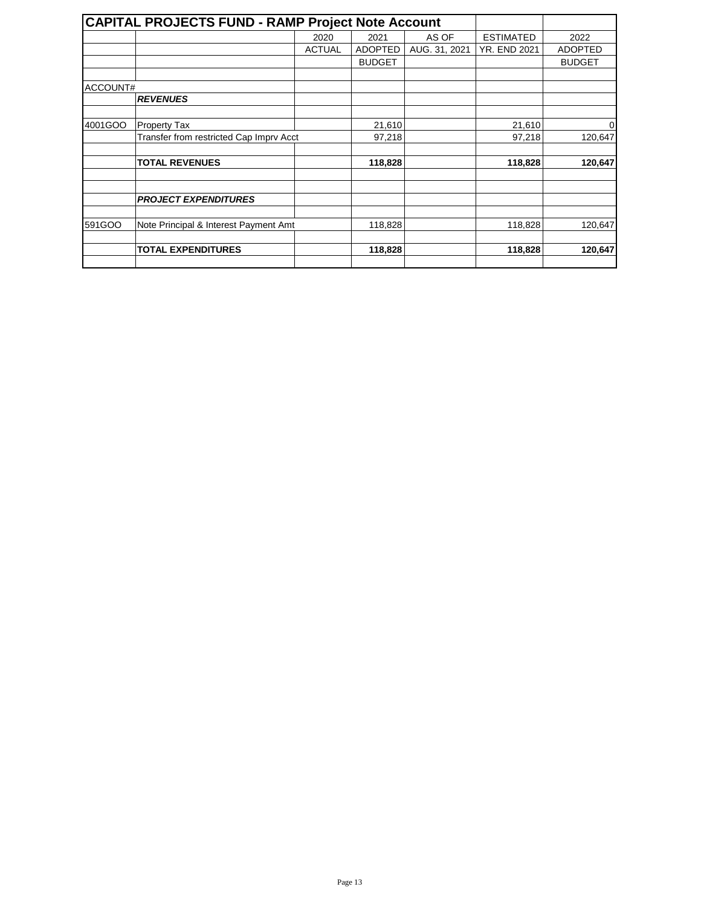## CAPITAL PROJECTS FUND - RAMP Project Note Account

| | | 2020 | 2021 | AS OF | ESTIMATED | 2022 |
|---|---|---|---|---|---|---|
| | | ACTUAL | ADOPTED | AUG. 31, 2021 | YR. END 2021 | ADOPTED |
| | | | BUDGET | | | BUDGET |
| | | | | | | |
| ACCOUNT# | | | | | | |
| | ***REVENUES*** | | | | | |
| | | | | | | |
| 4001GOO | Property Tax | | 21,610 | | 21,610 | 0 |
| | Transfer from restricted Cap Imprv Acct | | 97,218 | | 97,218 | 120,647 |
| | | | | | | |
| | **TOTAL REVENUES** | | **118,828** | | **118,828** | **120,647** |
| | | | | | | |
| | | | | | | |
| | ***PROJECT EXPENDITURES*** | | | | | |
| | | | | | | |
| 591GOO | Note Principal & Interest Payment Amt | | 118,828 | | 118,828 | 120,647 |
| | | | | | | |
| | **TOTAL EXPENDITURES** | | **118,828** | | **118,828** | **120,647** |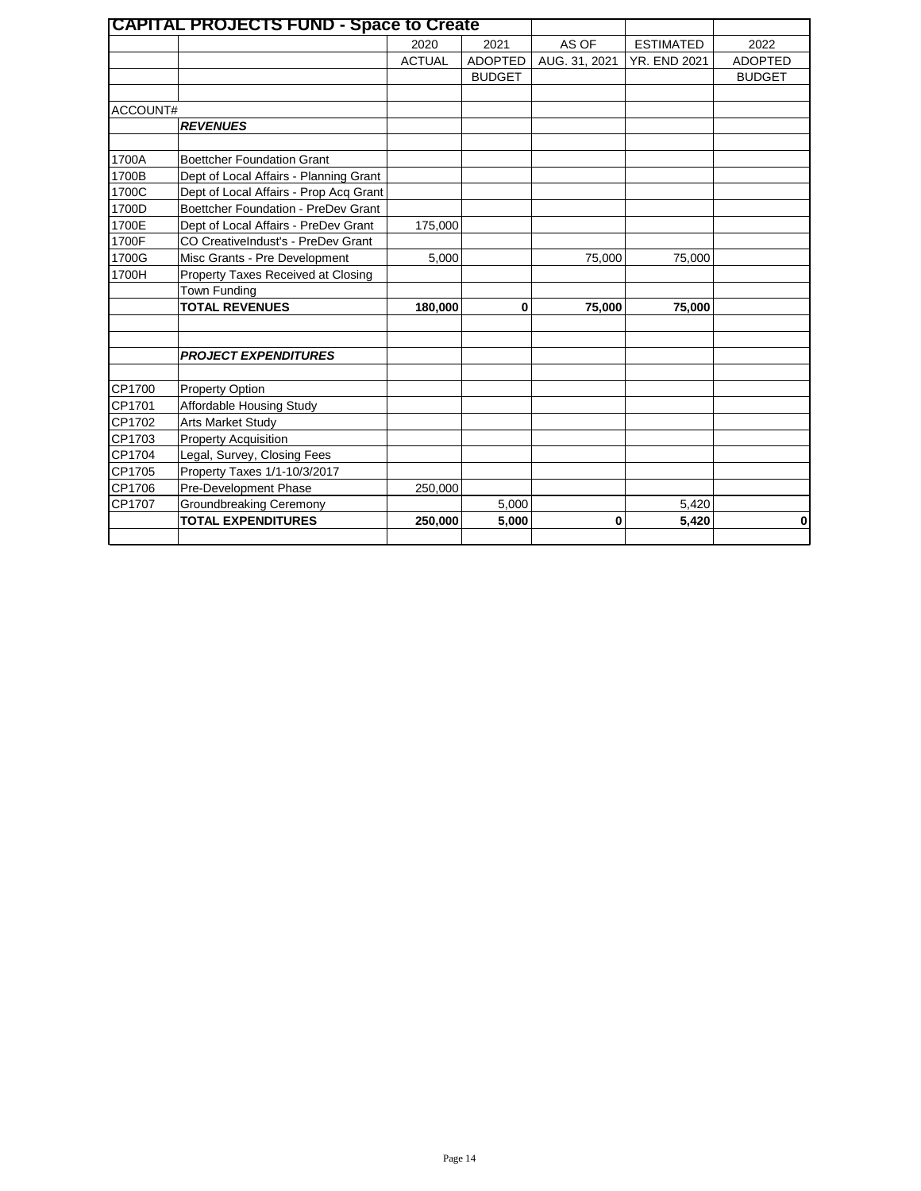## CAPITAL PROJECTS FUND - Space to Create

| | | 2020 ACTUAL | 2021 ADOPTED BUDGET | AS OF AUG. 31, 2021 | ESTIMATED YR. END 2021 | 2022 ADOPTED BUDGET |
|---|---|---|---|---|---|---|
| ACCOUNT# | | | | | | |
| | ***REVENUES*** | | | | | |
| 1700A | Boettcher Foundation Grant | | | | | |
| 1700B | Dept of Local Affairs - Planning Grant | | | | | |
| 1700C | Dept of Local Affairs - Prop Acq Grant | | | | | |
| 1700D | Boettcher Foundation - PreDev Grant | | | | | |
| 1700E | Dept of Local Affairs - PreDev Grant | 175,000 | | | | |
| 1700F | CO CreativeIndust's - PreDev Grant | | | | | |
| 1700G | Misc Grants - Pre Development | 5,000 | | 75,000 | 75,000 | |
| 1700H | Property Taxes Received at Closing | | | | | |
| | Town Funding | | | | | |
| | **TOTAL REVENUES** | **180,000** | **0** | **75,000** | **75,000** | |
| | ***PROJECT EXPENDITURES*** | | | | | |
| CP1700 | Property Option | | | | | |
| CP1701 | Affordable Housing Study | | | | | |
| CP1702 | Arts Market Study | | | | | |
| CP1703 | Property Acquisition | | | | | |
| CP1704 | Legal, Survey, Closing Fees | | | | | |
| CP1705 | Property Taxes 1/1-10/3/2017 | | | | | |
| CP1706 | Pre-Development Phase | 250,000 | | | | |
| CP1707 | Groundbreaking Ceremony | | 5,000 | | 5,420 | |
| | **TOTAL EXPENDITURES** | **250,000** | **5,000** | **0** | **5,420** | **0** |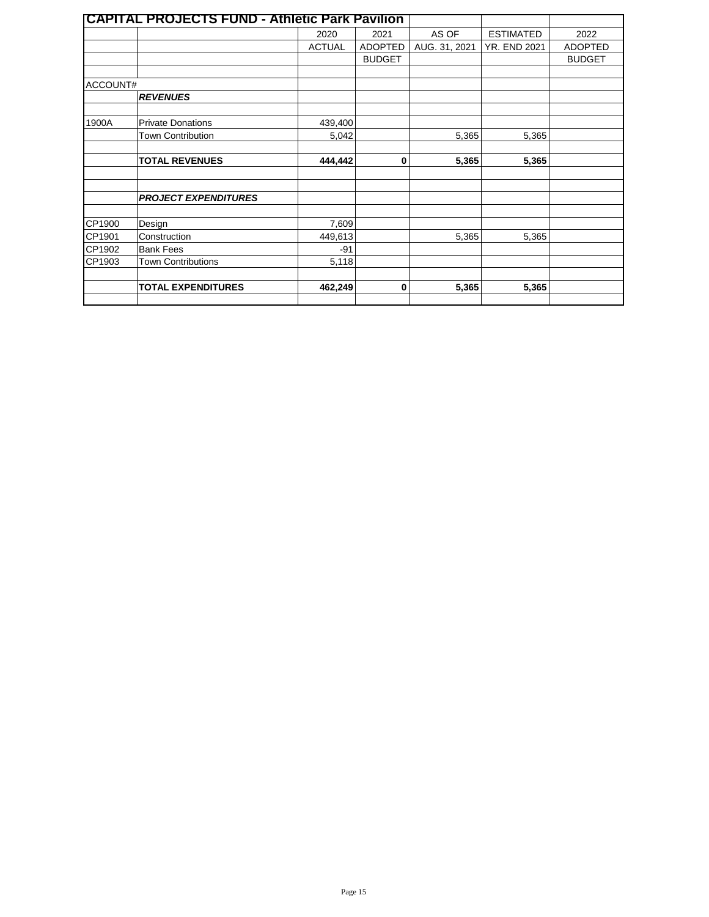## CAPITAL PROJECTS FUND - Athletic Park Pavilion

| ACCOUNT# | | 2020 ACTUAL | 2021 ADOPTED BUDGET | AS OF AUG. 31, 2021 | ESTIMATED YR. END 2021 | 2022 ADOPTED BUDGET |
|---|---|---|---|---|---|---|
| | ***REVENUES*** | | | | | |
| 1900A | Private Donations | 439,400 | | | | |
| | Town Contribution | 5,042 | | 5,365 | 5,365 | |
| | **TOTAL REVENUES** | **444,442** | **0** | **5,365** | **5,365** | |
| | ***PROJECT EXPENDITURES*** | | | | | |
| CP1900 | Design | 7,609 | | | | |
| CP1901 | Construction | 449,613 | | 5,365 | 5,365 | |
| CP1902 | Bank Fees | -91 | | | | |
| CP1903 | Town Contributions | 5,118 | | | | |
| | **TOTAL EXPENDITURES** | **462,249** | **0** | **5,365** | **5,365** | |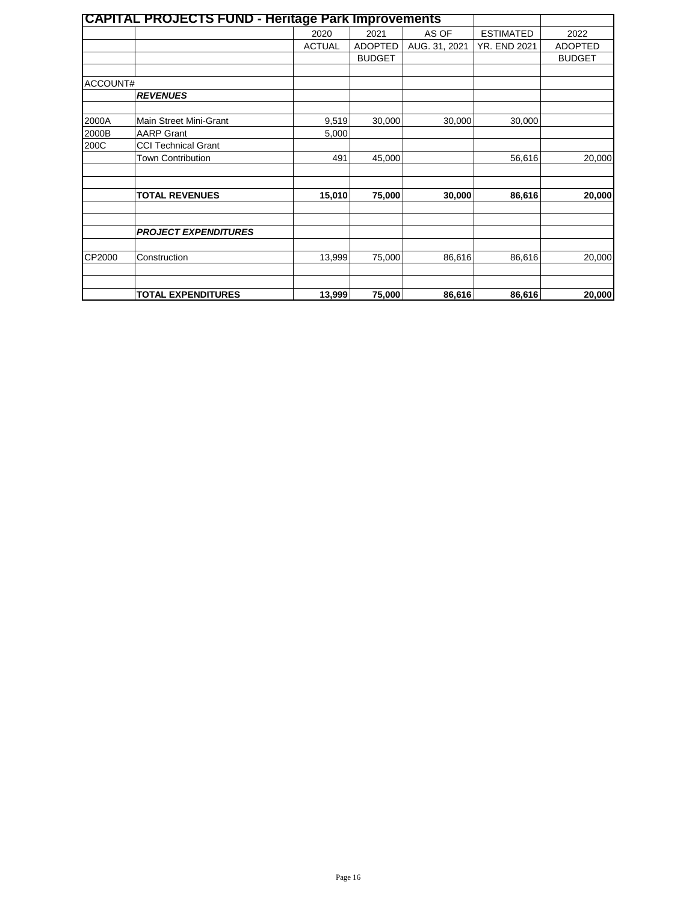## CAPITAL PROJECTS FUND - Heritage Park Improvements

| ACCOUNT# | | 2020 ACTUAL | 2021 ADOPTED BUDGET | AS OF AUG. 31, 2021 | ESTIMATED YR. END 2021 | 2022 ADOPTED BUDGET |
|---|---|---|---|---|---|---|
| | ***REVENUES*** | | | | | |
| 2000A | Main Street Mini-Grant | 9,519 | 30,000 | 30,000 | 30,000 | |
| 2000B | AARP Grant | 5,000 | | | | |
| 200C | CCI Technical Grant | | | | | |
| | Town Contribution | 491 | 45,000 | | 56,616 | 20,000 |
| | **TOTAL REVENUES** | **15,010** | **75,000** | **30,000** | **86,616** | **20,000** |
| | ***PROJECT EXPENDITURES*** | | | | | |
| CP2000 | Construction | 13,999 | 75,000 | 86,616 | 86,616 | 20,000 |
| | **TOTAL EXPENDITURES** | **13,999** | **75,000** | **86,616** | **86,616** | **20,000** |